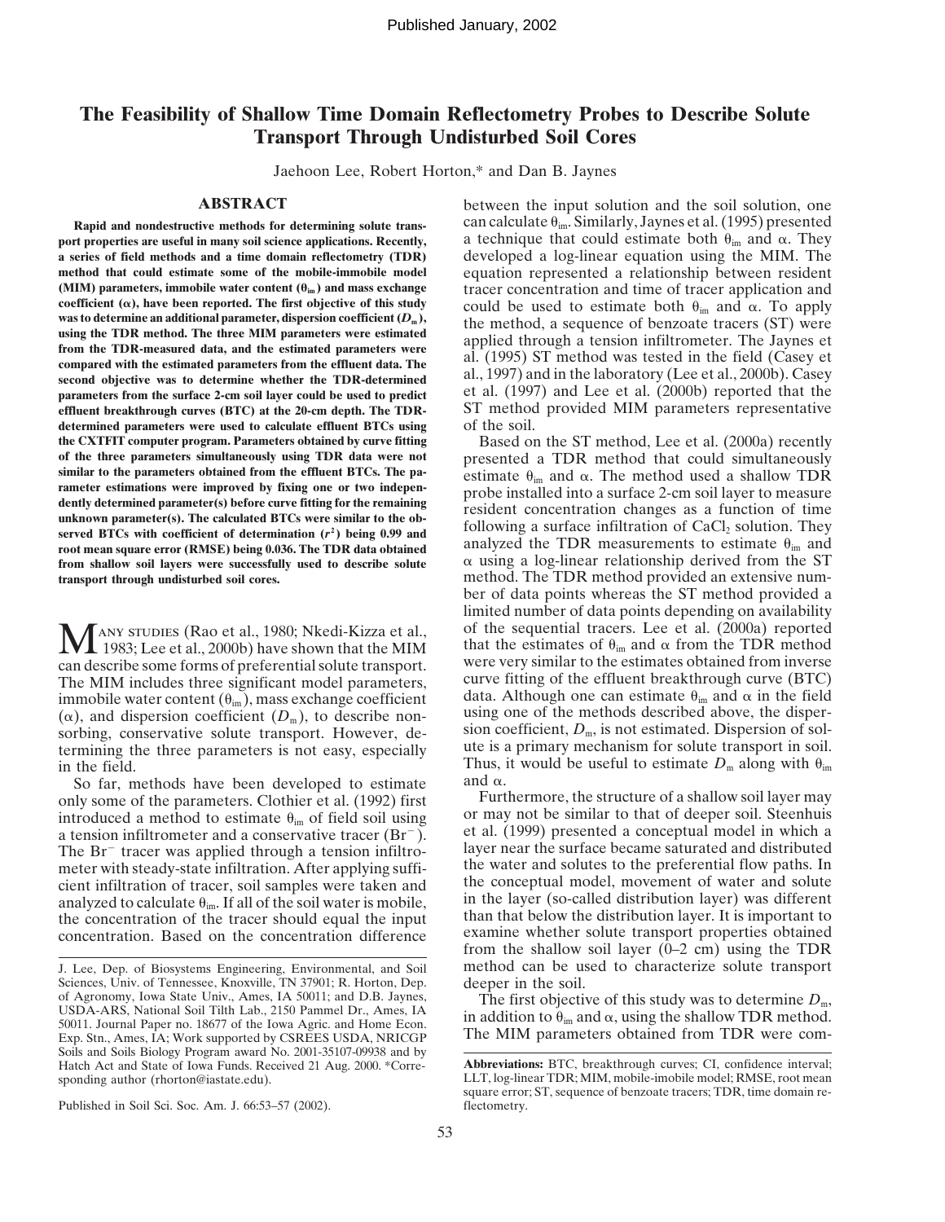# The Feasibility of Shallow Time Domain Reflectometry Probes to Describe Solute Transport Through Undisturbed Soil Cores

Jaehoon Lee, Robert Horton,* and Dan B. Jaynes

## ABSTRACT

**Rapid and nondestructive methods for determining solute transport properties are useful in many soil science applications. Recently, a series of field methods and a time domain reflectometry (TDR) method that could estimate some of the mobile-immobile model (MIM) parameters, immobile water content ($\theta_{im}$) and mass exchange coefficient ($\alpha$), have been reported. The first objective of this study was to determine an additional parameter, dispersion coefficient ($D_m$), using the TDR method. The three MIM parameters were estimated from the TDR-measured data, and the estimated parameters were compared with the estimated parameters from the effluent data. The second objective was to determine whether the TDR-determined parameters from the surface 2-cm soil layer could be used to predict effluent breakthrough curves (BTC) at the 20-cm depth. The TDR-determined parameters were used to calculate effluent BTCs using the CXTFIT computer program. Parameters obtained by curve fitting of the three parameters simultaneously using TDR data were not similar to the parameters obtained from the effluent BTCs. The parameter estimations were improved by fixing one or two independently determined parameter(s) before curve fitting for the remaining unknown parameter(s). The calculated BTCs were similar to the observed BTCs with coefficient of determination ($r^2$) being 0.99 and root mean square error (RMSE) being 0.036. The TDR data obtained from shallow soil layers were successfully used to describe solute transport through undisturbed soil cores.**

Many studies (Rao et al., 1980; Nkedi-Kizza et al., 1983; Lee et al., 2000b) have shown that the MIM can describe some forms of preferential solute transport. The MIM includes three significant model parameters, immobile water content ($\theta_{im}$), mass exchange coefficient ($\alpha$), and dispersion coefficient ($D_m$), to describe nonsorbing, conservative solute transport. However, determining the three parameters is not easy, especially in the field.

So far, methods have been developed to estimate only some of the parameters. Clothier et al. (1992) first introduced a method to estimate $\theta_{im}$ of field soil using a tension infiltrometer and a conservative tracer ($Br^-$). The $Br^-$ tracer was applied through a tension infiltrometer with steady-state infiltration. After applying sufficient infiltration of tracer, soil samples were taken and analyzed to calculate $\theta_{im}$. If all of the soil water is mobile, the concentration of the tracer should equal the input concentration. Based on the concentration difference between the input solution and the soil solution, one can calculate $\theta_{im}$. Similarly, Jaynes et al. (1995) presented a technique that could estimate both $\theta_{im}$ and $\alpha$. They developed a log-linear equation using the MIM. The equation represented a relationship between resident tracer concentration and time of tracer application and could be used to estimate both $\theta_{im}$ and $\alpha$. To apply the method, a sequence of benzoate tracers (ST) were applied through a tension infiltrometer. The Jaynes et al. (1995) ST method was tested in the field (Casey et al., 1997) and in the laboratory (Lee et al., 2000b). Casey et al. (1997) and Lee et al. (2000b) reported that the ST method provided MIM parameters representative of the soil.

Based on the ST method, Lee et al. (2000a) recently presented a TDR method that could simultaneously estimate $\theta_{im}$ and $\alpha$. The method used a shallow TDR probe installed into a surface 2-cm soil layer to measure resident concentration changes as a function of time following a surface infiltration of $CaCl_2$ solution. They analyzed the TDR measurements to estimate $\theta_{im}$ and $\alpha$ using a log-linear relationship derived from the ST method. The TDR method provided an extensive number of data points whereas the ST method provided a limited number of data points depending on availability of the sequential tracers. Lee et al. (2000a) reported that the estimates of $\theta_{im}$ and $\alpha$ from the TDR method were very similar to the estimates obtained from inverse curve fitting of the effluent breakthrough curve (BTC) data. Although one can estimate $\theta_{im}$ and $\alpha$ in the field using one of the methods described above, the dispersion coefficient, $D_m$, is not estimated. Dispersion of solute is a primary mechanism for solute transport in soil. Thus, it would be useful to estimate $D_m$ along with $\theta_{im}$ and $\alpha$.

Furthermore, the structure of a shallow soil layer may or may not be similar to that of deeper soil. Steenhuis et al. (1999) presented a conceptual model in which a layer near the surface became saturated and distributed the water and solutes to the preferential flow paths. In the conceptual model, movement of water and solute in the layer (so-called distribution layer) was different than that below the distribution layer. It is important to examine whether solute transport properties obtained from the shallow soil layer (0–2 cm) using the TDR method can be used to characterize solute transport deeper in the soil.

The first objective of this study was to determine $D_m$, in addition to $\theta_{im}$ and $\alpha$, using the shallow TDR method. The MIM parameters obtained from TDR were com-

J. Lee, Dep. of Biosystems Engineering, Environmental, and Soil Sciences, Univ. of Tennessee, Knoxville, TN 37901; R. Horton, Dep. of Agronomy, Iowa State Univ., Ames, IA 50011; and D.B. Jaynes, USDA-ARS, National Soil Tilth Lab., 2150 Pammel Dr., Ames, IA 50011. Journal Paper no. 18677 of the Iowa Agric. and Home Econ. Exp. Stn., Ames, IA; Work supported by CSREES USDA, NRICGP Soils and Soils Biology Program award No. 2001-35107-09938 and by Hatch Act and State of Iowa Funds. Received 21 Aug. 2000. *Corresponding author (rhorton@iastate.edu).

Published in Soil Sci. Soc. Am. J. 66:53–57 (2002).

**Abbreviations:** BTC, breakthrough curves; CI, confidence interval; LLT, log-linear TDR; MIM, mobile-immobile model; RMSE, root mean square error; ST, sequence of benzoate tracers; TDR, time domain reflectometry.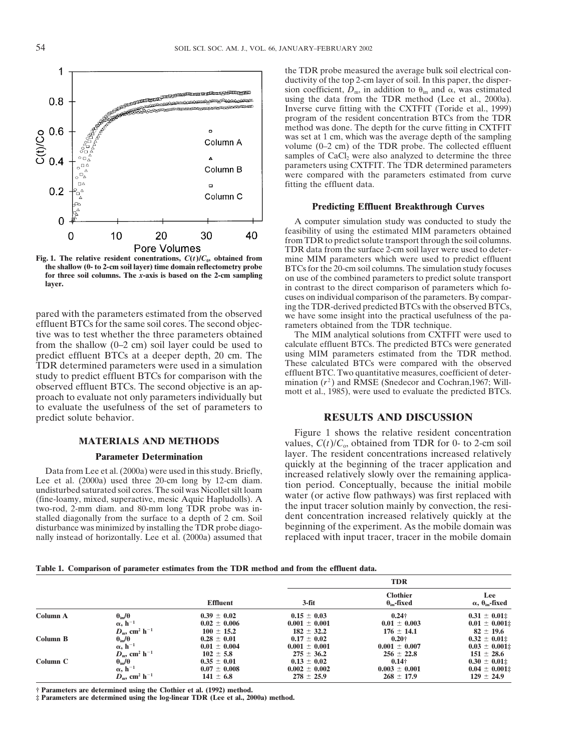Fig. 1. The relative resident concentrations, $C(t)/C_0$, obtained from the shallow (0- to 2-cm soil layer) time domain reflectometry probe for three soil columns. The x-axis is based on the 2-cm sampling layer.

pared with the parameters estimated from the observed effluent BTCs for the same soil cores. The second objective was to test whether the three parameters obtained from the shallow (0–2 cm) soil layer could be used to predict effluent BTCs at a deeper depth, 20 cm. The TDR determined parameters were used in a simulation study to predict effluent BTCs for comparison with the observed effluent BTCs. The second objective is an approach to evaluate not only parameters individually but to evaluate the usefulness of the set of parameters to predict solute behavior.

## MATERIALS AND METHODS

### Parameter Determination

Data from Lee et al. (2000a) were used in this study. Briefly, Lee et al. (2000a) used three 20-cm long by 12-cm diam. undisturbed saturated soil cores. The soil was Nicollet silt loam (fine-loamy, mixed, superactive, mesic Aquic Hapludolls). A two-rod, 2-mm diam. and 80-mm long TDR probe was installed diagonally from the surface to a depth of 2 cm. Soil disturbance was minimized by installing the TDR probe diagonally instead of horizontally. Lee et al. (2000a) assumed that the TDR probe measured the average bulk soil electrical conductivity of the top 2-cm layer of soil. In this paper, the dispersion coefficient, $D_m$, in addition to $\theta_{im}$ and $\alpha$, was estimated using the data from the TDR method (Lee et al., 2000a). Inverse curve fitting with the CXTFIT (Toride et al., 1999) program of the resident concentration BTCs from the TDR method was done. The depth for the curve fitting in CXTFIT was set at 1 cm, which was the average depth of the sampling volume (0–2 cm) of the TDR probe. The collected effluent samples of $CaCl_2$ were also analyzed to determine the three parameters using CXTFIT. The TDR determined parameters were compared with the parameters estimated from curve fitting the effluent data.

### Predicting Effluent Breakthrough Curves

A computer simulation study was conducted to study the feasibility of using the estimated MIM parameters obtained from TDR to predict solute transport through the soil columns. TDR data from the surface 2-cm soil layer were used to determine MIM parameters which were used to predict effluent BTCs for the 20-cm soil columns. The simulation study focuses on use of the combined parameters to predict solute transport in contrast to the direct comparison of parameters which focuses on individual comparison of the parameters. By comparing the TDR-derived predicted BTCs with the observed BTCs, we have some insight into the practical usefulness of the parameters obtained from the TDR technique.

The MIM analytical solutions from CXTFIT were used to calculate effluent BTCs. The predicted BTCs were generated using MIM parameters estimated from the TDR method. These calculated BTCs were compared with the observed effluent BTC. Two quantitative measures, coefficient of determination ($r^2$) and RMSE (Snedecor and Cochran,1967; Willmott et al., 1985), were used to evaluate the predicted BTCs.

## RESULTS AND DISCUSSION

Figure 1 shows the relative resident concentration values, $C(t)/C_o$, obtained from TDR for 0- to 2-cm soil layer. The resident concentrations increased relatively quickly at the beginning of the tracer application and increased relatively slowly over the remaining application period. Conceptually, because the initial mobile water (or active flow pathways) was first replaced with the input tracer solution mainly by convection, the resident concentration increased relatively quickly at the beginning of the experiment. As the mobile domain was replaced with input tracer, tracer in the mobile domain

**Table 1. Comparison of parameter estimates from the TDR method and from the effluent data.**

| | | | TDR | | |
|---|---|---|---|---|---|
| | | **Effluent** | **3-fit** | **Clothier $\theta_{im}$-fixed** | **Lee $\alpha$, $\theta_{im}$-fixed** |
| **Column A** | $\theta_{im}/\theta$ | 0.39 ± 0.02 | 0.15 ± 0.03 | 0.24† | 0.31 ± 0.01‡ |
| | $\alpha$, h$^{-1}$ | 0.02 ± 0.006 | 0.001 ± 0.001 | 0.01 ± 0.003 | 0.01 ± 0.001‡ |
| | $D_m$, cm$^2$ h$^{-1}$ | 100 ± 15.2 | 182 ± 32.2 | 176 ± 14.1 | 82 ± 19.6 |
| **Column B** | $\theta_{im}/\theta$ | 0.28 ± 0.01 | 0.17 ± 0.02 | 0.20† | 0.32 ± 0.01‡ |
| | $\alpha$, h$^{-1}$ | 0.01 ± 0.004 | 0.001 ± 0.001 | 0.001 ± 0.007 | 0.03 ± 0.001‡ |
| | $D_m$, cm$^2$ h$^{-1}$ | 102 ± 5.8 | 275 ± 36.2 | 256 ± 22.8 | 151 ± 28.6 |
| **Column C** | $\theta_{im}/\theta$ | 0.35 ± 0.01 | 0.13 ± 0.02 | 0.14† | 0.30 ± 0.01‡ |
| | $\alpha$, h$^{-1}$ | 0.07 ± 0.008 | 0.002 ± 0.002 | 0.003 ± 0.001 | 0.04 ± 0.001‡ |
| | $D_m$, cm$^2$ h$^{-1}$ | 141 ± 6.8 | 278 ± 25.9 | 268 ± 17.9 | 129 ± 24.9 |

† Parameters are determined using the Clothier et al. (1992) method.
‡ Parameters are determined using the log-linear TDR (Lee et al., 2000a) method.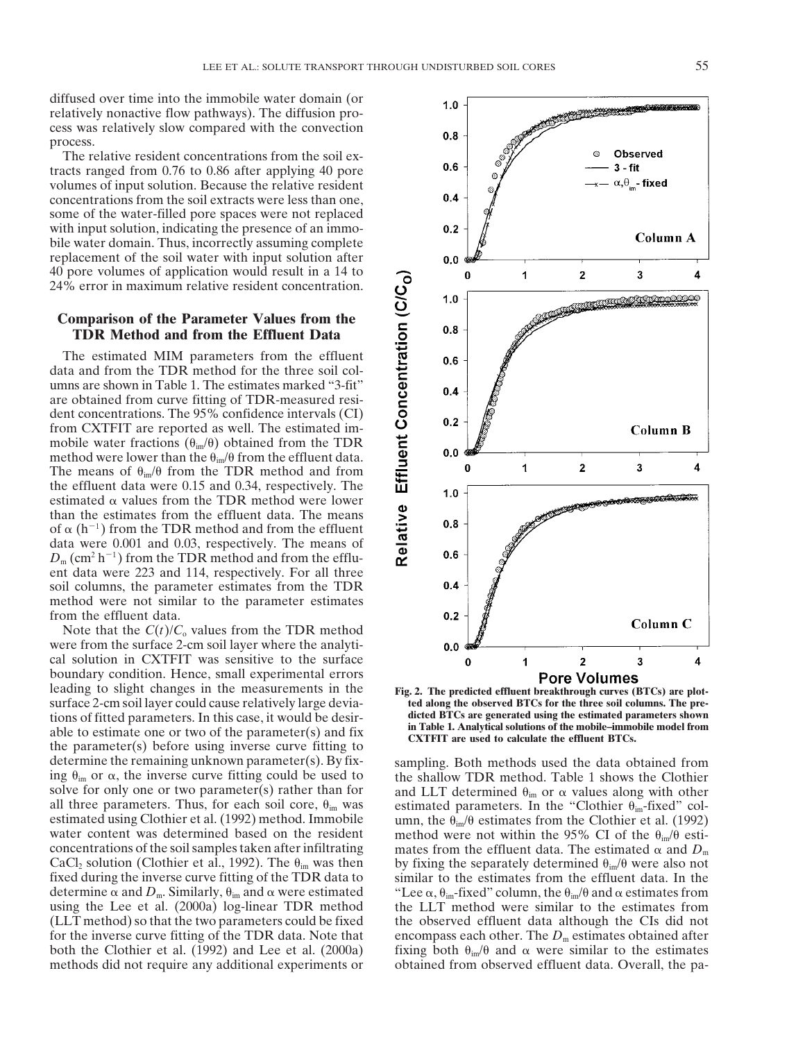diffused over time into the immobile water domain (or relatively nonactive flow pathways). The diffusion process was relatively slow compared with the convection process.

The relative resident concentrations from the soil extracts ranged from 0.76 to 0.86 after applying 40 pore volumes of input solution. Because the relative resident concentrations from the soil extracts were less than one, some of the water-filled pore spaces were not replaced with input solution, indicating the presence of an immobile water domain. Thus, incorrectly assuming complete replacement of the soil water with input solution after 40 pore volumes of application would result in a 14 to 24% error in maximum relative resident concentration.

## Comparison of the Parameter Values from the TDR Method and from the Effluent Data

The estimated MIM parameters from the effluent data and from the TDR method for the three soil columns are shown in Table 1. The estimates marked "3-fit" are obtained from curve fitting of TDR-measured resident concentrations. The 95% confidence intervals (CI) from CXTFIT are reported as well. The estimated immobile water fractions ($\theta_{im}/\theta$) obtained from the TDR method were lower than the $\theta_{im}/\theta$ from the effluent data. The means of $\theta_{im}/\theta$ from the TDR method and from the effluent data were 0.15 and 0.34, respectively. The estimated $\alpha$ values from the TDR method were lower than the estimates from the effluent data. The means of $\alpha$ ($h^{-1}$) from the TDR method and from the effluent data were 0.001 and 0.03, respectively. The means of $D_m$ ($cm^2\ h^{-1}$) from the TDR method and from the effluent data were 223 and 114, respectively. For all three soil columns, the parameter estimates from the TDR method were not similar to the parameter estimates from the effluent data.

Note that the $C(t)/C_o$ values from the TDR method were from the surface 2-cm soil layer where the analytical solution in CXTFIT was sensitive to the surface boundary condition. Hence, small experimental errors leading to slight changes in the measurements in the surface 2-cm soil layer could cause relatively large deviations of fitted parameters. In this case, it would be desirable to estimate one or two of the parameter(s) and fix the parameter(s) before using inverse curve fitting to determine the remaining unknown parameter(s). By fixing $\theta_{im}$ or $\alpha$, the inverse curve fitting could be used to solve for only one or two parameter(s) rather than for all three parameters. Thus, for each soil core, $\theta_{im}$ was estimated using Clothier et al. (1992) method. Immobile water content was determined based on the resident concentrations of the soil samples taken after infiltrating $CaCl_2$ solution (Clothier et al., 1992). The $\theta_{im}$ was then fixed during the inverse curve fitting of the TDR data to determine $\alpha$ and $D_m$. Similarly, $\theta_{im}$ and $\alpha$ were estimated using the Lee et al. (2000a) log-linear TDR method (LLT method) so that the two parameters could be fixed for the inverse curve fitting of the TDR data. Note that both the Clothier et al. (1992) and Lee et al. (2000a) methods did not require any additional experiments or sampling. Both methods used the data obtained from the shallow TDR method. Table 1 shows the Clothier and LLT determined $\theta_{im}$ or $\alpha$ values along with other estimated parameters. In the "Clothier $\theta_{im}$-fixed" column, the $\theta_{im}/\theta$ estimates from the Clothier et al. (1992) method were not within the 95% CI of the $\theta_{im}/\theta$ estimates from the effluent data. The estimated $\alpha$ and $D_m$ by fixing the separately determined $\theta_{im}/\theta$ were also not similar to the estimates from the effluent data. In the "Lee $\alpha$, $\theta_{im}$-fixed" column, the $\theta_{im}/\theta$ and $\alpha$ estimates from the LLT method were similar to the estimates from the observed effluent data although the CIs did not encompass each other. The $D_m$ estimates obtained after fixing both $\theta_{im}/\theta$ and $\alpha$ were similar to the estimates obtained from observed effluent data. Overall, the pa-

Fig. 2. The predicted effluent breakthrough curves (BTCs) are plotted along the observed BTCs for the three soil columns. The predicted BTCs are generated using the estimated parameters shown in Table 1. Analytical solutions of the mobile–immobile model from CXTFIT are used to calculate the effluent BTCs.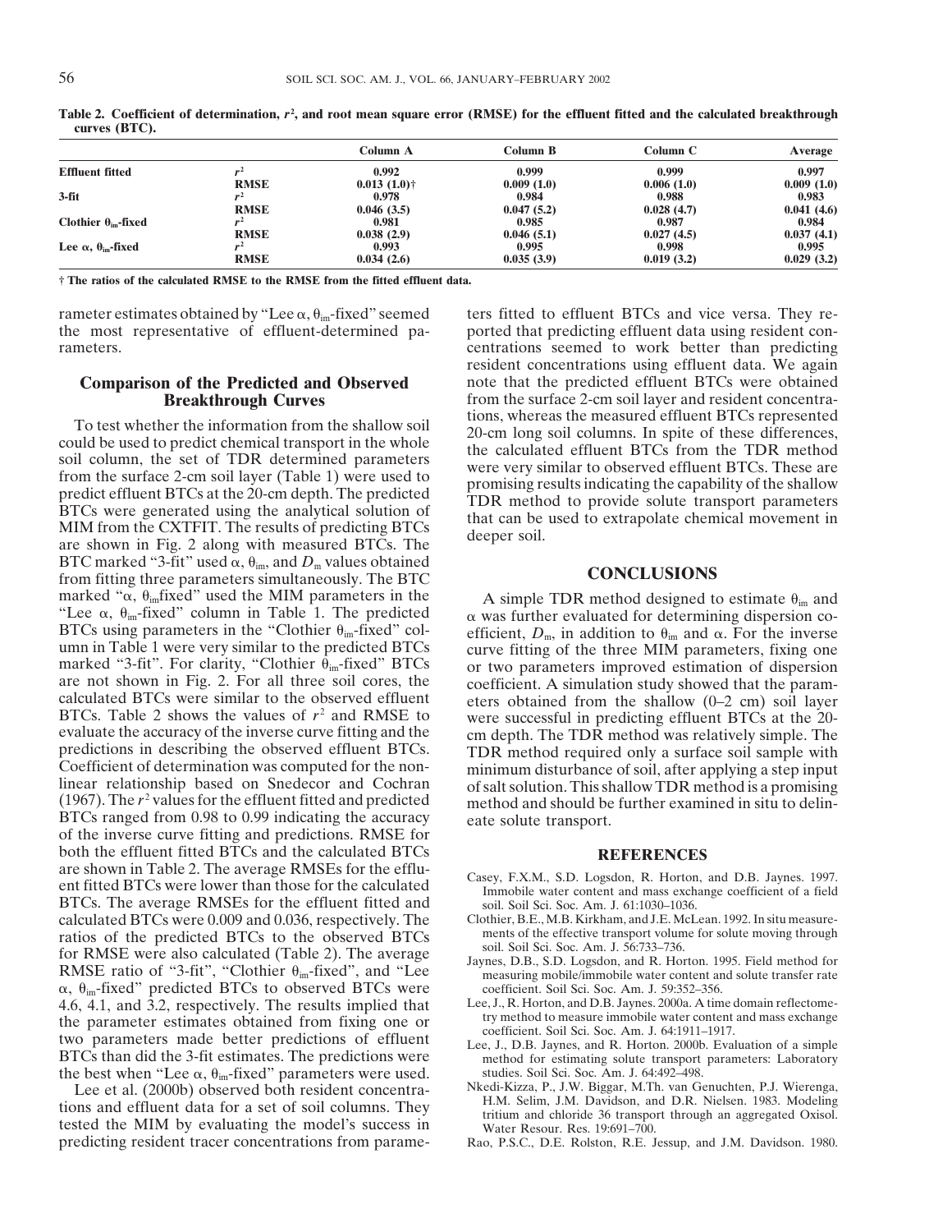Table 2. Coefficient of determination, $r^2$, and root mean square error (RMSE) for the effluent fitted and the calculated breakthrough curves (BTC).

| | | Column A | Column B | Column C | Average |
|---|---|---|---|---|---|
| Effluent fitted | $r^2$ | 0.992 | 0.999 | 0.999 | 0.997 |
| | RMSE | 0.013 (1.0)† | 0.009 (1.0) | 0.006 (1.0) | 0.009 (1.0) |
| 3-fit | $r^2$ | 0.978 | 0.984 | 0.988 | 0.983 |
| | RMSE | 0.046 (3.5) | 0.047 (5.2) | 0.028 (4.7) | 0.041 (4.6) |
| Clothier $\theta_{im}$-fixed | $r^2$ | 0.981 | 0.985 | 0.987 | 0.984 |
| | RMSE | 0.038 (2.9) | 0.046 (5.1) | 0.027 (4.5) | 0.037 (4.1) |
| Lee $\alpha$, $\theta_{im}$-fixed | $r^2$ | 0.993 | 0.995 | 0.998 | 0.995 |
| | RMSE | 0.034 (2.6) | 0.035 (3.9) | 0.019 (3.2) | 0.029 (3.2) |

† The ratios of the calculated RMSE to the RMSE from the fitted effluent data.

rameter estimates obtained by "Lee $\alpha$, $\theta_{im}$-fixed" seemed the most representative of effluent-determined parameters.

## Comparison of the Predicted and Observed Breakthrough Curves

To test whether the information from the shallow soil could be used to predict chemical transport in the whole soil column, the set of TDR determined parameters from the surface 2-cm soil layer (Table 1) were used to predict effluent BTCs at the 20-cm depth. The predicted BTCs were generated using the analytical solution of MIM from the CXTFIT. The results of predicting BTCs are shown in Fig. 2 along with measured BTCs. The BTC marked "3-fit" used $\alpha$, $\theta_{im}$, and $D_m$ values obtained from fitting three parameters simultaneously. The BTC marked "$\alpha$, $\theta_{im}$fixed" used the MIM parameters in the "Lee $\alpha$, $\theta_{im}$-fixed" column in Table 1. The predicted BTCs using parameters in the "Clothier $\theta_{im}$-fixed" column in Table 1 were very similar to the predicted BTCs marked "3-fit". For clarity, "Clothier $\theta_{im}$-fixed" BTCs are not shown in Fig. 2. For all three soil cores, the calculated BTCs were similar to the observed effluent BTCs. Table 2 shows the values of $r^2$ and RMSE to evaluate the accuracy of the inverse curve fitting and the predictions in describing the observed effluent BTCs. Coefficient of determination was computed for the nonlinear relationship based on Snedecor and Cochran (1967). The $r^2$ values for the effluent fitted and predicted BTCs ranged from 0.98 to 0.99 indicating the accuracy of the inverse curve fitting and predictions. RMSE for both the effluent fitted BTCs and the calculated BTCs are shown in Table 2. The average RMSEs for the effluent fitted BTCs were lower than those for the calculated BTCs. The average RMSEs for the effluent fitted and calculated BTCs were 0.009 and 0.036, respectively. The ratios of the predicted BTCs to the observed BTCs for RMSE were also calculated (Table 2). The average RMSE ratio of "3-fit", "Clothier $\theta_{im}$-fixed", and "Lee $\alpha$, $\theta_{im}$-fixed" predicted BTCs to observed BTCs were 4.6, 4.1, and 3.2, respectively. The results implied that the parameter estimates obtained from fixing one or two parameters made better predictions of effluent BTCs than did the 3-fit estimates. The predictions were the best when "Lee $\alpha$, $\theta_{im}$-fixed" parameters were used.

Lee et al. (2000b) observed both resident concentrations and effluent data for a set of soil columns. They tested the MIM by evaluating the model's success in predicting resident tracer concentrations from parameters fitted to effluent BTCs and vice versa. They reported that predicting effluent data using resident concentrations seemed to work better than predicting resident concentrations using effluent data. We again note that the predicted effluent BTCs were obtained from the surface 2-cm soil layer and resident concentrations, whereas the measured effluent BTCs represented 20-cm long soil columns. In spite of these differences, the calculated effluent BTCs from the TDR method were very similar to observed effluent BTCs. These are promising results indicating the capability of the shallow TDR method to provide solute transport parameters that can be used to extrapolate chemical movement in deeper soil.

## CONCLUSIONS

A simple TDR method designed to estimate $\theta_{im}$ and $\alpha$ was further evaluated for determining dispersion coefficient, $D_m$, in addition to $\theta_{im}$ and $\alpha$. For the inverse curve fitting of the three MIM parameters, fixing one or two parameters improved estimation of dispersion coefficient. A simulation study showed that the parameters obtained from the shallow (0–2 cm) soil layer were successful in predicting effluent BTCs at the 20-cm depth. The TDR method was relatively simple. The TDR method required only a surface soil sample with minimum disturbance of soil, after applying a step input of salt solution. This shallow TDR method is a promising method and should be further examined in situ to delineate solute transport.

## REFERENCES

Casey, F.X.M., S.D. Logsdon, R. Horton, and D.B. Jaynes. 1997. Immobile water content and mass exchange coefficient of a field soil. Soil Sci. Soc. Am. J. 61:1030–1036.

Clothier, B.E., M.B. Kirkham, and J.E. McLean. 1992. In situ measurements of the effective transport volume for solute moving through soil. Soil Sci. Soc. Am. J. 56:733–736.

Jaynes, D.B., S.D. Logsdon, and R. Horton. 1995. Field method for measuring mobile/immobile water content and solute transfer rate coefficient. Soil Sci. Soc. Am. J. 59:352–356.

Lee, J., R. Horton, and D.B. Jaynes. 2000a. A time domain reflectometry method to measure immobile water content and mass exchange coefficient. Soil Sci. Soc. Am. J. 64:1911–1917.

Lee, J., D.B. Jaynes, and R. Horton. 2000b. Evaluation of a simple method for estimating solute transport parameters: Laboratory studies. Soil Sci. Soc. Am. J. 64:492–498.

Nkedi-Kizza, P., J.W. Biggar, M.Th. van Genuchten, P.J. Wierenga, H.M. Selim, J.M. Davidson, and D.R. Nielsen. 1983. Modeling tritium and chloride 36 transport through an aggregated Oxisol. Water Resour. Res. 19:691–700.

Rao, P.S.C., D.E. Rolston, R.E. Jessup, and J.M. Davidson. 1980.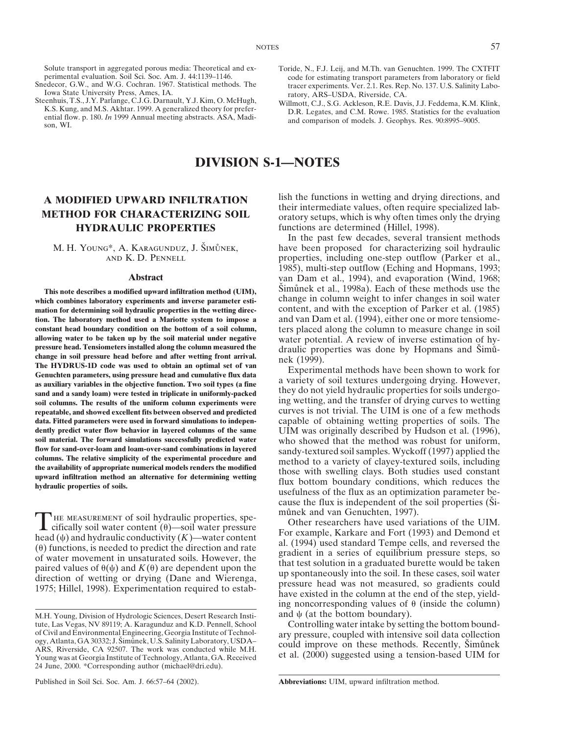Solute transport in aggregated porous media: Theoretical and experimental evaluation. Soil Sci. Soc. Am. J. 44:1139–1146.

Snedecor, G.W., and W.G. Cochran. 1967. Statistical methods. The Iowa State University Press, Ames, IA.

Steenhuis, T.S., J.Y. Parlange, C.J.G. Darnault, Y.J. Kim, O. McHugh, K.S. Kung, and M.S. Akhtar. 1999. A generalized theory for preferential flow. p. 180. *In* 1999 Annual meeting abstracts. ASA, Madison, WI.

Toride, N., F.J. Leij, and M.Th. van Genuchten. 1999. The CXTFIT code for estimating transport parameters from laboratory or field tracer experiments. Ver. 2.1. Res. Rep. No. 137. U.S. Salinity Laboratory, ARS–USDA, Riverside, CA.

Willmott, C.J., S.G. Ackleson, R.E. Davis, J.J. Feddema, K.M. Klink, D.R. Legates, and C.M. Rowe. 1985. Statistics for the evaluation and comparison of models. J. Geophys. Res. 90:8995–9005.

# DIVISION S-1—NOTES

## A MODIFIED UPWARD INFILTRATION METHOD FOR CHARACTERIZING SOIL HYDRAULIC PROPERTIES

M. H. Young*, A. Karagunduz, J. Šimůnek, and K. D. Pennell

### Abstract

**This note describes a modified upward infiltration method (UIM), which combines laboratory experiments and inverse parameter estimation for determining soil hydraulic properties in the wetting direction. The laboratory method used a Mariotte system to impose a constant head boundary condition on the bottom of a soil column, allowing water to be taken up by the soil material under negative pressure head. Tensiometers installed along the column measured the change in soil pressure head before and after wetting front arrival. The HYDRUS-1D code was used to obtain an optimal set of van Genuchten parameters, using pressure head and cumulative flux data as auxiliary variables in the objective function. Two soil types (a fine sand and a sandy loam) were tested in triplicate in uniformly-packed soil columns. The results of the uniform column experiments were repeatable, and showed excellent fits between observed and predicted data. Fitted parameters were used in forward simulations to independently predict water flow behavior in layered columns of the same soil material. The forward simulations successfully predicted water flow for sand-over-loam and loam-over-sand combinations in layered columns. The relative simplicity of the experimental procedure and the availability of appropriate numerical models renders the modified upward infiltration method an alternative for determining wetting hydraulic properties of soils.**

The measurement of soil hydraulic properties, specifically soil water content (θ)—soil water pressure head (ψ) and hydraulic conductivity (*K*)—water content (θ) functions, is needed to predict the direction and rate of water movement in unsaturated soils. However, the paired values of θ(ψ) and *K*(θ) are dependent upon the direction of wetting or drying (Dane and Wierenga, 1975; Hillel, 1998). Experimentation required to establish the functions in wetting and drying directions, and their intermediate values, often require specialized laboratory setups, which is why often times only the drying functions are determined (Hillel, 1998).

In the past few decades, several transient methods have been proposed for characterizing soil hydraulic properties, including one-step outflow (Parker et al., 1985), multi-step outflow (Eching and Hopmans, 1993; van Dam et al., 1994), and evaporation (Wind, 1968; Šimůnek et al., 1998a). Each of these methods use the change in column weight to infer changes in soil water content, and with the exception of Parker et al. (1985) and van Dam et al. (1994), either one or more tensiometers placed along the column to measure change in soil water potential. A review of inverse estimation of hydraulic properties was done by Hopmans and Šimůnek (1999).

Experimental methods have been shown to work for a variety of soil textures undergoing drying. However, they do not yield hydraulic properties for soils undergoing wetting, and the transfer of drying curves to wetting curves is not trivial. The UIM is one of a few methods capable of obtaining wetting properties of soils. The UIM was originally described by Hudson et al. (1996), who showed that the method was robust for uniform, sandy-textured soil samples. Wyckoff (1997) applied the method to a variety of clayey-textured soils, including those with swelling clays. Both studies used constant flux bottom boundary conditions, which reduces the usefulness of the flux as an optimization parameter because the flux is independent of the soil properties (Šimůnek and van Genuchten, 1997).

Other researchers have used variations of the UIM. For example, Karkare and Fort (1993) and Demond et al. (1994) used standard Tempe cells, and reversed the gradient in a series of equilibrium pressure steps, so that test solution in a graduated burette would be taken up spontaneously into the soil. In these cases, soil water pressure head was not measured, so gradients could have existed in the column at the end of the step, yielding noncorresponding values of θ (inside the column) and ψ (at the bottom boundary).

Controlling water intake by setting the bottom boundary pressure, coupled with intensive soil data collection could improve on these methods. Recently, Šimůnek et al. (2000) suggested using a tension-based UIM for

M.H. Young, Division of Hydrologic Sciences, Desert Research Institute, Las Vegas, NV 89119; A. Karagunduz and K.D. Pennell, School of Civil and Environmental Engineering, Georgia Institute of Technology, Atlanta, GA 30332; J. Šimůnek, U.S. Salinity Laboratory, USDA–ARS, Riverside, CA 92507. The work was conducted while M.H. Young was at Georgia Institute of Technology, Atlanta, GA. Received 24 June, 2000. *Corresponding author (michael@dri.edu).

Published in Soil Sci. Soc. Am. J. 66:57–64 (2002).

**Abbreviations:** UIM, upward infiltration method.